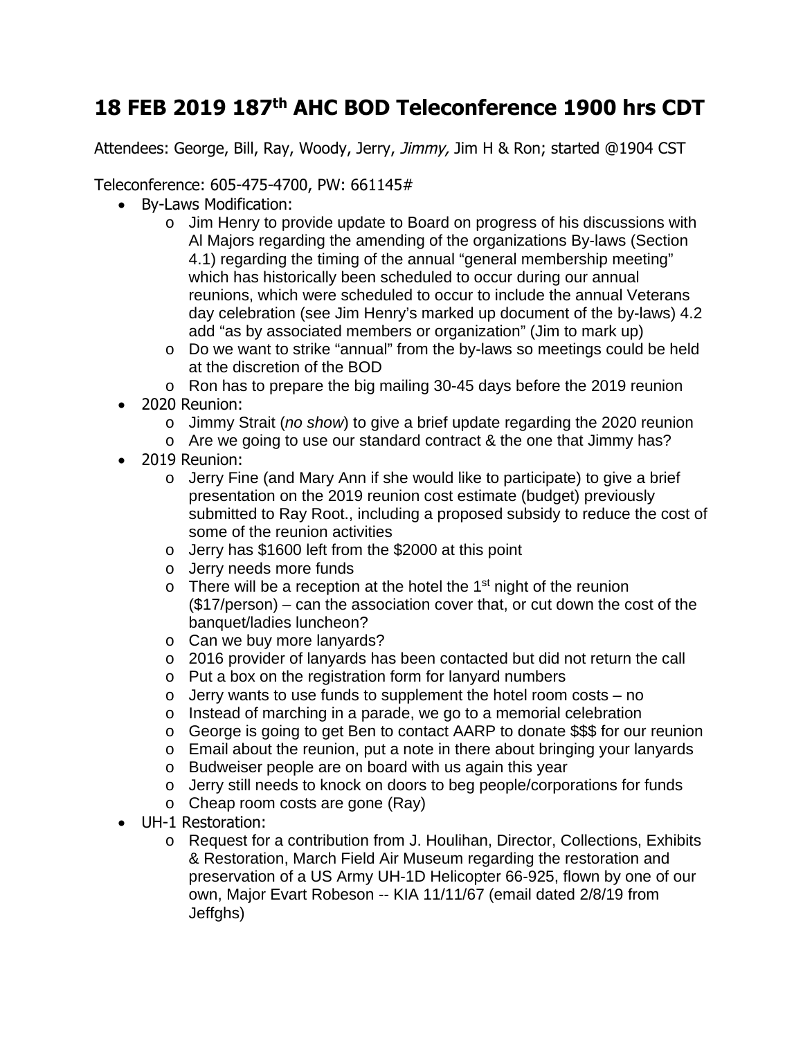# 18 FEB 2019 187th AHC BOD Teleconference 1900 hrs CDT

Attendees: George, Bill, Ray, Woody, Jerry, *Jimmy,* Jim H & Ron; started @1904 CST

Teleconference: 605-475-4700, PW: 661145#

- By-Laws Modification:
  - Jim Henry to provide update to Board on progress of his discussions with Al Majors regarding the amending of the organizations By-laws (Section 4.1) regarding the timing of the annual "general membership meeting" which has historically been scheduled to occur during our annual reunions, which were scheduled to occur to include the annual Veterans day celebration (see Jim Henry's marked up document of the by-laws) 4.2 add "as by associated members or organization" (Jim to mark up)
  - Do we want to strike "annual" from the by-laws so meetings could be held at the discretion of the BOD
  - Ron has to prepare the big mailing 30-45 days before the 2019 reunion
- 2020 Reunion:
  - Jimmy Strait (*no show*) to give a brief update regarding the 2020 reunion
  - Are we going to use our standard contract & the one that Jimmy has?
- 2019 Reunion:
  - Jerry Fine (and Mary Ann if she would like to participate) to give a brief presentation on the 2019 reunion cost estimate (budget) previously submitted to Ray Root., including a proposed subsidy to reduce the cost of some of the reunion activities
  - Jerry has $1600 left from the $2000 at this point
  - Jerry needs more funds
  - There will be a reception at the hotel the 1st night of the reunion ($17/person) – can the association cover that, or cut down the cost of the banquet/ladies luncheon?
  - Can we buy more lanyards?
  - 2016 provider of lanyards has been contacted but did not return the call
  - Put a box on the registration form for lanyard numbers
  - Jerry wants to use funds to supplement the hotel room costs – no
  - Instead of marching in a parade, we go to a memorial celebration
  - George is going to get Ben to contact AARP to donate $$$ for our reunion
  - Email about the reunion, put a note in there about bringing your lanyards
  - Budweiser people are on board with us again this year
  - Jerry still needs to knock on doors to beg people/corporations for funds
  - Cheap room costs are gone (Ray)
- UH-1 Restoration:
  - Request for a contribution from J. Houlihan, Director, Collections, Exhibits & Restoration, March Field Air Museum regarding the restoration and preservation of a US Army UH-1D Helicopter 66-925, flown by one of our own, Major Evart Robeson -- KIA 11/11/67 (email dated 2/8/19 from Jeffghs)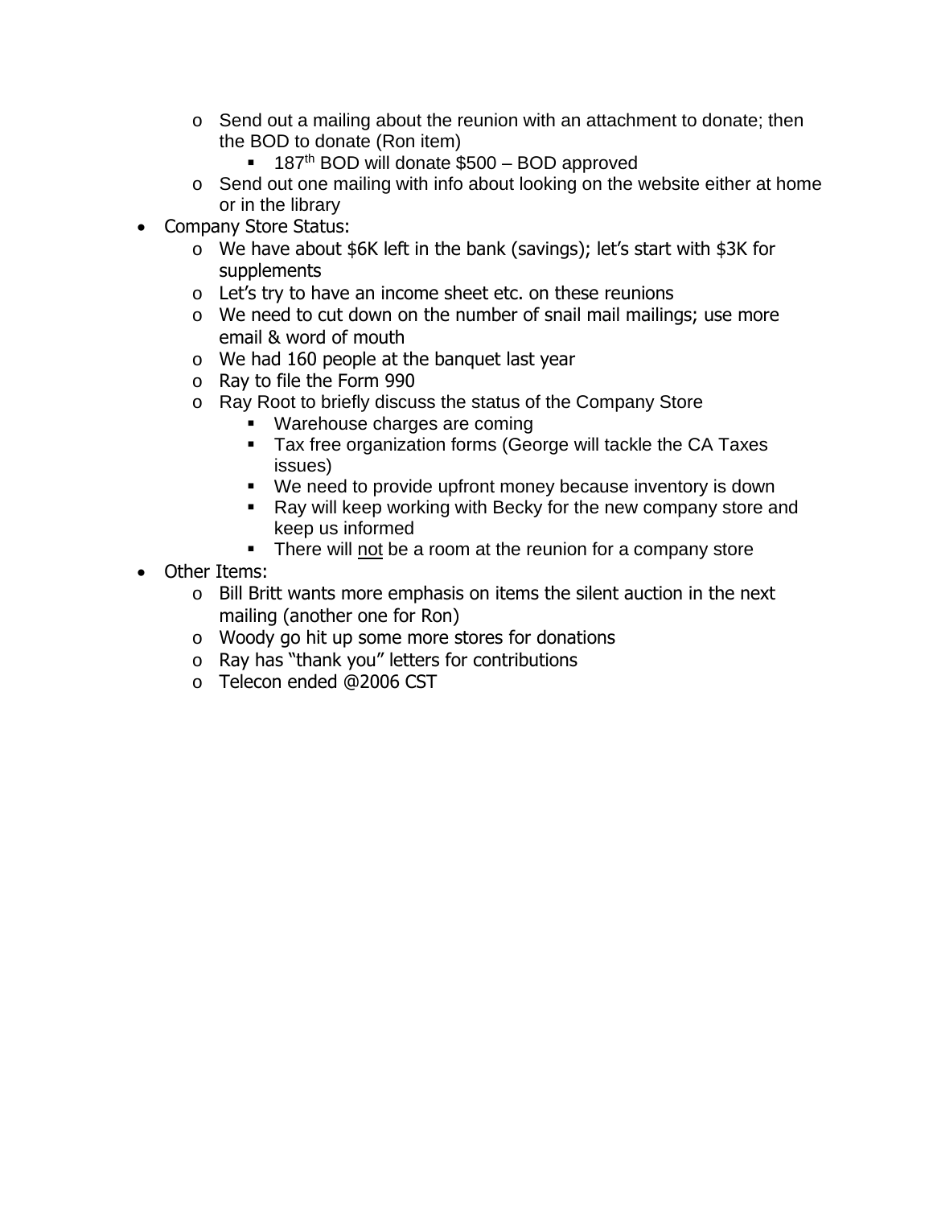- Send out a mailing about the reunion with an attachment to donate; then the BOD to donate (Ron item)
    - 187th BOD will donate $500 – BOD approved
  - Send out one mailing with info about looking on the website either at home or in the library
- Company Store Status:
  - We have about $6K left in the bank (savings); let's start with $3K for supplements
  - Let's try to have an income sheet etc. on these reunions
  - We need to cut down on the number of snail mail mailings; use more email & word of mouth
  - We had 160 people at the banquet last year
  - Ray to file the Form 990
  - Ray Root to briefly discuss the status of the Company Store
    - Warehouse charges are coming
    - Tax free organization forms (George will tackle the CA Taxes issues)
    - We need to provide upfront money because inventory is down
    - Ray will keep working with Becky for the new company store and keep us informed
    - There will <u>not</u> be a room at the reunion for a company store
- Other Items:
  - Bill Britt wants more emphasis on items the silent auction in the next mailing (another one for Ron)
  - Woody go hit up some more stores for donations
  - Ray has "thank you" letters for contributions
  - Telecon ended @2006 CST